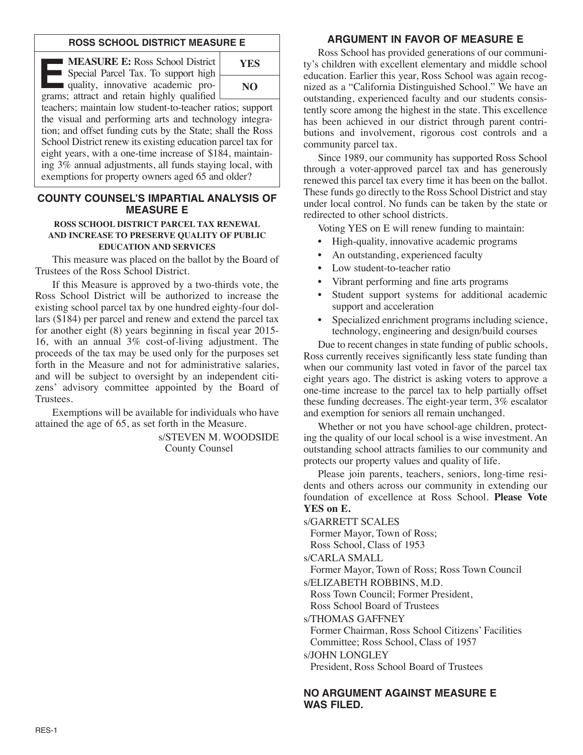## ROSS SCHOOL DISTRICT MEASURE E

| | |
|---|---|
| **MEASURE E:** Ross School District Special Parcel Tax. To support high quality, innovative academic programs; attract and retain highly qualified teachers; maintain low student-to-teacher ratios; support the visual and performing arts and technology integration; and offset funding cuts by the State; shall the Ross School District renew its existing education parcel tax for eight years, with a one-time increase of $184, maintaining 3% annual adjustments, all funds staying local, with exemptions for property owners aged 65 and older? | **YES** / **NO** |

## COUNTY COUNSEL'S IMPARTIAL ANALYSIS OF MEASURE E

**ROSS SCHOOL DISTRICT PARCEL TAX RENEWAL AND INCREASE TO PRESERVE QUALITY OF PUBLIC EDUCATION AND SERVICES**

This measure was placed on the ballot by the Board of Trustees of the Ross School District.

If this Measure is approved by a two-thirds vote, the Ross School District will be authorized to increase the existing school parcel tax by one hundred eighty-four dollars ($184) per parcel and renew and extend the parcel tax for another eight (8) years beginning in fiscal year 2015-16, with an annual 3% cost-of-living adjustment. The proceeds of the tax may be used only for the purposes set forth in the Measure and not for administrative salaries, and will be subject to oversight by an independent citizens' advisory committee appointed by the Board of Trustees.

Exemptions will be available for individuals who have attained the age of 65, as set forth in the Measure.

s/STEVEN M. WOODSIDE
County Counsel

## ARGUMENT IN FAVOR OF MEASURE E

Ross School has provided generations of our community's children with excellent elementary and middle school education. Earlier this year, Ross School was again recognized as a "California Distinguished School." We have an outstanding, experienced faculty and our students consistently score among the highest in the state. This excellence has been achieved in our district through parent contributions and involvement, rigorous cost controls and a community parcel tax.

Since 1989, our community has supported Ross School through a voter-approved parcel tax and has generously renewed this parcel tax every time it has been on the ballot. These funds go directly to the Ross School District and stay under local control. No funds can be taken by the state or redirected to other school districts.

Voting YES on E will renew funding to maintain:

- High-quality, innovative academic programs
- An outstanding, experienced faculty
- Low student-to-teacher ratio
- Vibrant performing and fine arts programs
- Student support systems for additional academic support and acceleration
- Specialized enrichment programs including science, technology, engineering and design/build courses

Due to recent changes in state funding of public schools, Ross currently receives significantly less state funding than when our community last voted in favor of the parcel tax eight years ago. The district is asking voters to approve a one-time increase to the parcel tax to help partially offset these funding decreases. The eight-year term, 3% escalator and exemption for seniors all remain unchanged.

Whether or not you have school-age children, protecting the quality of our local school is a wise investment. An outstanding school attracts families to our community and protects our property values and quality of life.

Please join parents, teachers, seniors, long-time residents and others across our community in extending our foundation of excellence at Ross School. **Please Vote YES on E.**

s/GARRETT SCALES
Former Mayor, Town of Ross;
Ross School, Class of 1953

s/CARLA SMALL
Former Mayor, Town of Ross; Ross Town Council

s/ELIZABETH ROBBINS, M.D.
Ross Town Council; Former President,
Ross School Board of Trustees

s/THOMAS GAFFNEY
Former Chairman, Ross School Citizens' Facilities Committee; Ross School, Class of 1957

s/JOHN LONGLEY
President, Ross School Board of Trustees

## NO ARGUMENT AGAINST MEASURE E WAS FILED.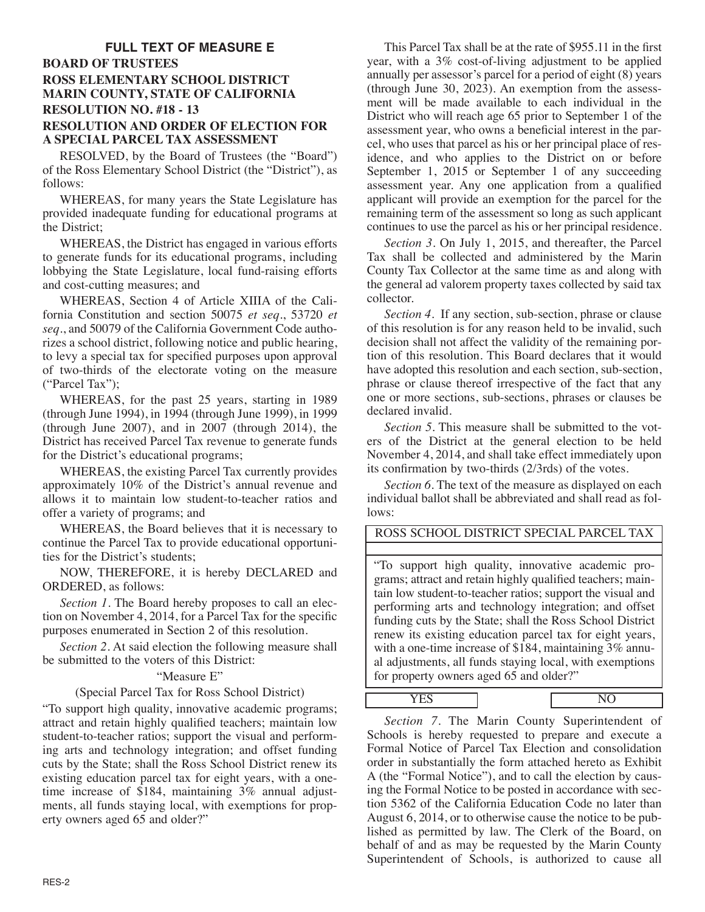## FULL TEXT OF MEASURE E

**BOARD OF TRUSTEES**
**ROSS ELEMENTARY SCHOOL DISTRICT**
**MARIN COUNTY, STATE OF CALIFORNIA**
**RESOLUTION NO. #18 - 13**
**RESOLUTION AND ORDER OF ELECTION FOR A SPECIAL PARCEL TAX ASSESSMENT**

RESOLVED, by the Board of Trustees (the "Board") of the Ross Elementary School District (the "District"), as follows:

WHEREAS, for many years the State Legislature has provided inadequate funding for educational programs at the District;

WHEREAS, the District has engaged in various efforts to generate funds for its educational programs, including lobbying the State Legislature, local fund-raising efforts and cost-cutting measures; and

WHEREAS, Section 4 of Article XIIIA of the California Constitution and section 50075 *et seq*., 53720 *et seq*., and 50079 of the California Government Code authorizes a school district, following notice and public hearing, to levy a special tax for specified purposes upon approval of two-thirds of the electorate voting on the measure ("Parcel Tax");

WHEREAS, for the past 25 years, starting in 1989 (through June 1994), in 1994 (through June 1999), in 1999 (through June 2007), and in 2007 (through 2014), the District has received Parcel Tax revenue to generate funds for the District's educational programs;

WHEREAS, the existing Parcel Tax currently provides approximately 10% of the District's annual revenue and allows it to maintain low student-to-teacher ratios and offer a variety of programs; and

WHEREAS, the Board believes that it is necessary to continue the Parcel Tax to provide educational opportunities for the District's students;

NOW, THEREFORE, it is hereby DECLARED and ORDERED, as follows:

*Section 1*. The Board hereby proposes to call an election on November 4, 2014, for a Parcel Tax for the specific purposes enumerated in Section 2 of this resolution.

*Section 2*. At said election the following measure shall be submitted to the voters of this District:

"Measure E"

(Special Parcel Tax for Ross School District)

"To support high quality, innovative academic programs; attract and retain highly qualified teachers; maintain low student-to-teacher ratios; support the visual and performing arts and technology integration; and offset funding cuts by the State; shall the Ross School District renew its existing education parcel tax for eight years, with a one-time increase of $184, maintaining 3% annual adjustments, all funds staying local, with exemptions for property owners aged 65 and older?"

This Parcel Tax shall be at the rate of $955.11 in the first year, with a 3% cost-of-living adjustment to be applied annually per assessor's parcel for a period of eight (8) years (through June 30, 2023). An exemption from the assessment will be made available to each individual in the District who will reach age 65 prior to September 1 of the assessment year, who owns a beneficial interest in the parcel, who uses that parcel as his or her principal place of residence, and who applies to the District on or before September 1, 2015 or September 1 of any succeeding assessment year. Any one application from a qualified applicant will provide an exemption for the parcel for the remaining term of the assessment so long as such applicant continues to use the parcel as his or her principal residence.

*Section 3*. On July 1, 2015, and thereafter, the Parcel Tax shall be collected and administered by the Marin County Tax Collector at the same time as and along with the general ad valorem property taxes collected by said tax collector.

*Section 4*. If any section, sub-section, phrase or clause of this resolution is for any reason held to be invalid, such decision shall not affect the validity of the remaining portion of this resolution. This Board declares that it would have adopted this resolution and each section, sub-section, phrase or clause thereof irrespective of the fact that any one or more sections, sub-sections, phrases or clauses be declared invalid.

*Section 5*. This measure shall be submitted to the voters of the District at the general election to be held November 4, 2014, and shall take effect immediately upon its confirmation by two-thirds (2/3rds) of the votes.

*Section 6*. The text of the measure as displayed on each individual ballot shall be abbreviated and shall read as follows:

| ROSS SCHOOL DISTRICT SPECIAL PARCEL TAX | |
|---|---|
| "To support high quality, innovative academic programs; attract and retain highly qualified teachers; maintain low student-to-teacher ratios; support the visual and performing arts and technology integration; and offset funding cuts by the State; shall the Ross School District renew its existing education parcel tax for eight years, with a one-time increase of $184, maintaining 3% annual adjustments, all funds staying local, with exemptions for property owners aged 65 and older?" | |
| YES | NO |

*Section 7*. The Marin County Superintendent of Schools is hereby requested to prepare and execute a Formal Notice of Parcel Tax Election and consolidation order in substantially the form attached hereto as Exhibit A (the "Formal Notice"), and to call the election by causing the Formal Notice to be posted in accordance with section 5362 of the California Education Code no later than August 6, 2014, or to otherwise cause the notice to be published as permitted by law. The Clerk of the Board, on behalf of and as may be requested by the Marin County Superintendent of Schools, is authorized to cause all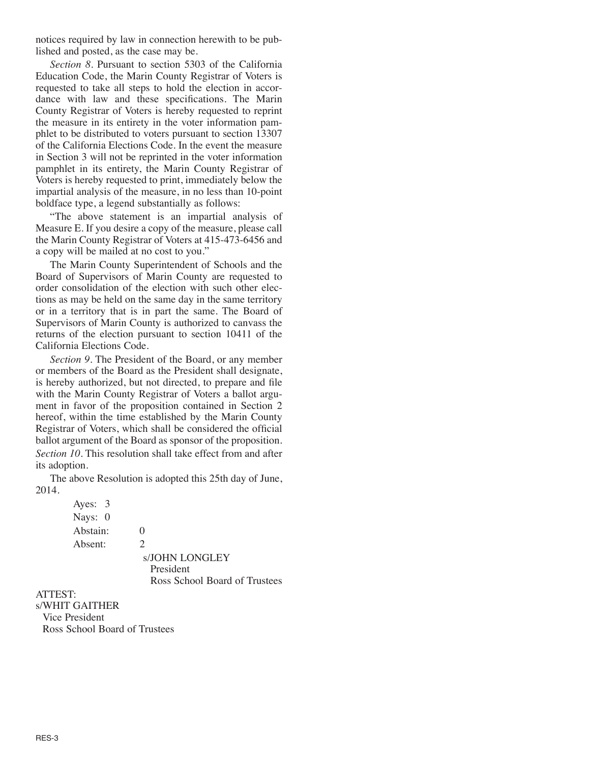notices required by law in connection herewith to be published and posted, as the case may be.

*Section 8.* Pursuant to section 5303 of the California Education Code, the Marin County Registrar of Voters is requested to take all steps to hold the election in accordance with law and these specifications. The Marin County Registrar of Voters is hereby requested to reprint the measure in its entirety in the voter information pamphlet to be distributed to voters pursuant to section 13307 of the California Elections Code. In the event the measure in Section 3 will not be reprinted in the voter information pamphlet in its entirety, the Marin County Registrar of Voters is hereby requested to print, immediately below the impartial analysis of the measure, in no less than 10-point boldface type, a legend substantially as follows:

"The above statement is an impartial analysis of Measure E. If you desire a copy of the measure, please call the Marin County Registrar of Voters at 415-473-6456 and a copy will be mailed at no cost to you."

The Marin County Superintendent of Schools and the Board of Supervisors of Marin County are requested to order consolidation of the election with such other elections as may be held on the same day in the same territory or in a territory that is in part the same. The Board of Supervisors of Marin County is authorized to canvass the returns of the election pursuant to section 10411 of the California Elections Code.

*Section 9.* The President of the Board, or any member or members of the Board as the President shall designate, is hereby authorized, but not directed, to prepare and file with the Marin County Registrar of Voters a ballot argument in favor of the proposition contained in Section 2 hereof, within the time established by the Marin County Registrar of Voters, which shall be considered the official ballot argument of the Board as sponsor of the proposition.

*Section 10.* This resolution shall take effect from and after its adoption.

The above Resolution is adopted this 25th day of June, 2014.

Ayes: 3
Nays: 0
Abstain: 0
Absent: 2

s/JOHN LONGLEY
President
Ross School Board of Trustees

ATTEST:
s/WHIT GAITHER
Vice President
Ross School Board of Trustees

RES-3